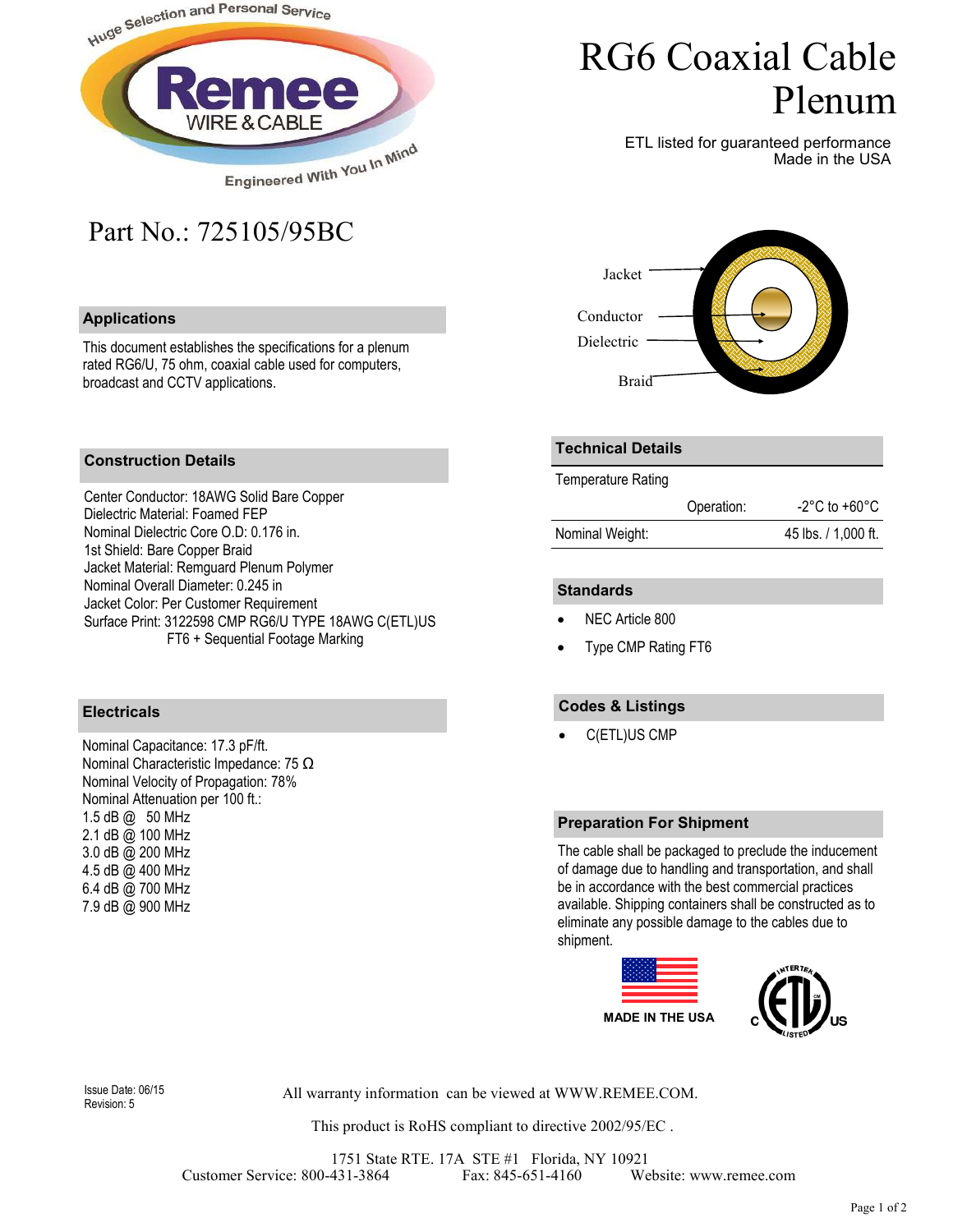# RG6 Coaxial Cable Plenum

ETL listed for guaranteed performance
Made in the USA

## Part No.: 725105/95BC

Jacket
Conductor
Dielectric
Braid

### Applications

This document establishes the specifications for a plenum rated RG6/U, 75 ohm, coaxial cable used for computers, broadcast and CCTV applications.

### Construction Details

Center Conductor: 18AWG Solid Bare Copper
Dielectric Material: Foamed FEP
Nominal Dielectric Core O.D: 0.176 in.
1st Shield: Bare Copper Braid
Jacket Material: Remguard Plenum Polymer
Nominal Overall Diameter: 0.245 in
Jacket Color: Per Customer Requirement
Surface Print: 3122598 CMP RG6/U TYPE 18AWG C(ETL)US FT6 + Sequential Footage Marking

### Electricals

Nominal Capacitance: 17.3 pF/ft.
Nominal Characteristic Impedance: 75 Ω
Nominal Velocity of Propagation: 78%
Nominal Attenuation per 100 ft.:
1.5 dB @ 50 MHz
2.1 dB @ 100 MHz
3.0 dB @ 200 MHz
4.5 dB @ 400 MHz
6.4 dB @ 700 MHz
7.9 dB @ 900 MHz

### Technical Details

| Temperature Rating | | |
|---|---|---|
| | Operation: | -2°C to +60°C |
| Nominal Weight: | | 45 lbs. / 1,000 ft. |

### Standards

- NEC Article 800
- Type CMP Rating FT6

### Codes & Listings

- C(ETL)US CMP

### Preparation For Shipment

The cable shall be packaged to preclude the inducement of damage due to handling and transportation, and shall be in accordance with the best commercial practices available. Shipping containers shall be constructed as to eliminate any possible damage to the cables due to shipment.

MADE IN THE USA

Issue Date: 06/15
Revision: 5

All warranty information can be viewed at WWW.REMEE.COM.

This product is RoHS compliant to directive 2002/95/EC .

1751 State RTE. 17A STE #1 Florida, NY 10921
Customer Service: 800-431-3864 Fax: 845-651-4160 Website: www.remee.com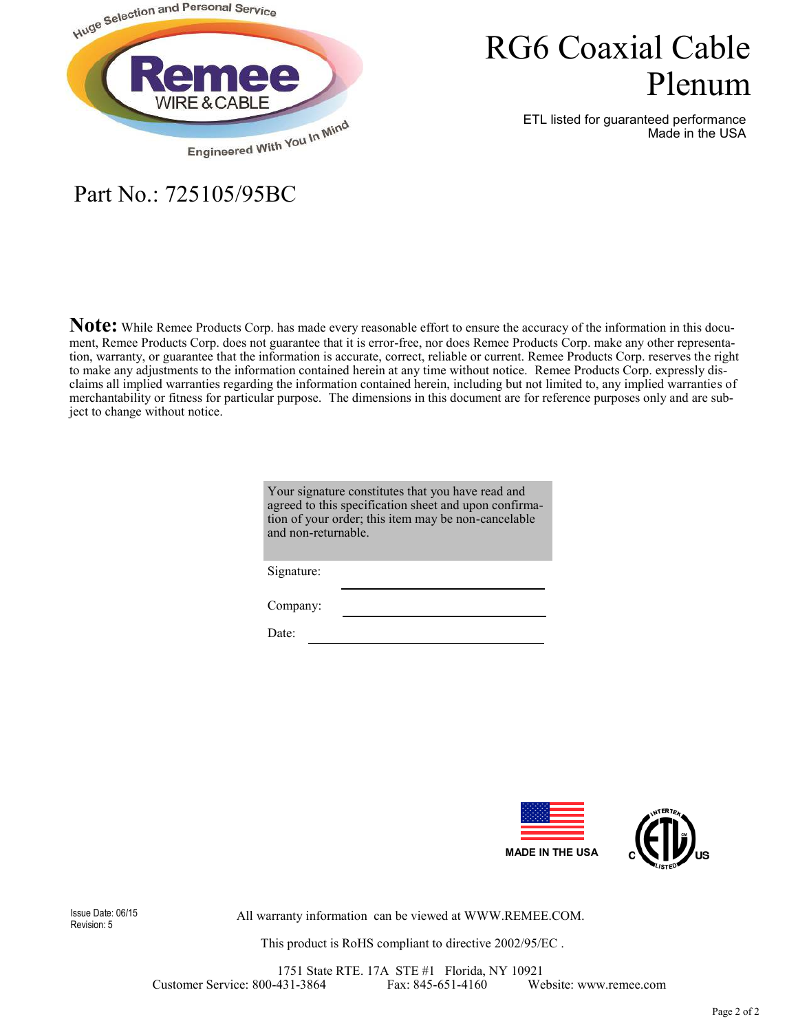Huge Selection and Personal Service

**Remee**
WIRE & CABLE

Engineered With You In Mind

# RG6 Coaxial Cable Plenum

ETL listed for guaranteed performance
Made in the USA

## Part No.: 725105/95BC

**Note:** While Remee Products Corp. has made every reasonable effort to ensure the accuracy of the information in this document, Remee Products Corp. does not guarantee that it is error-free, nor does Remee Products Corp. make any other representation, warranty, or guarantee that the information is accurate, correct, reliable or current. Remee Products Corp. reserves the right to make any adjustments to the information contained herein at any time without notice. Remee Products Corp. expressly disclaims all implied warranties regarding the information contained herein, including but not limited to, any implied warranties of merchantability or fitness for particular purpose. The dimensions in this document are for reference purposes only and are subject to change without notice.

Your signature constitutes that you have read and agreed to this specification sheet and upon confirmation of your order; this item may be non-cancelable and non-returnable.

Signature: ____________________

Company: ____________________

Date: ____________________

MADE IN THE USA

C ETL US LISTED INTERTEK

Issue Date: 06/15
Revision: 5

All warranty information can be viewed at WWW.REMEE.COM.

This product is RoHS compliant to directive 2002/95/EC .

1751 State RTE. 17A STE #1 Florida, NY 10921
Customer Service: 800-431-3864 Fax: 845-651-4160 Website: www.remee.com